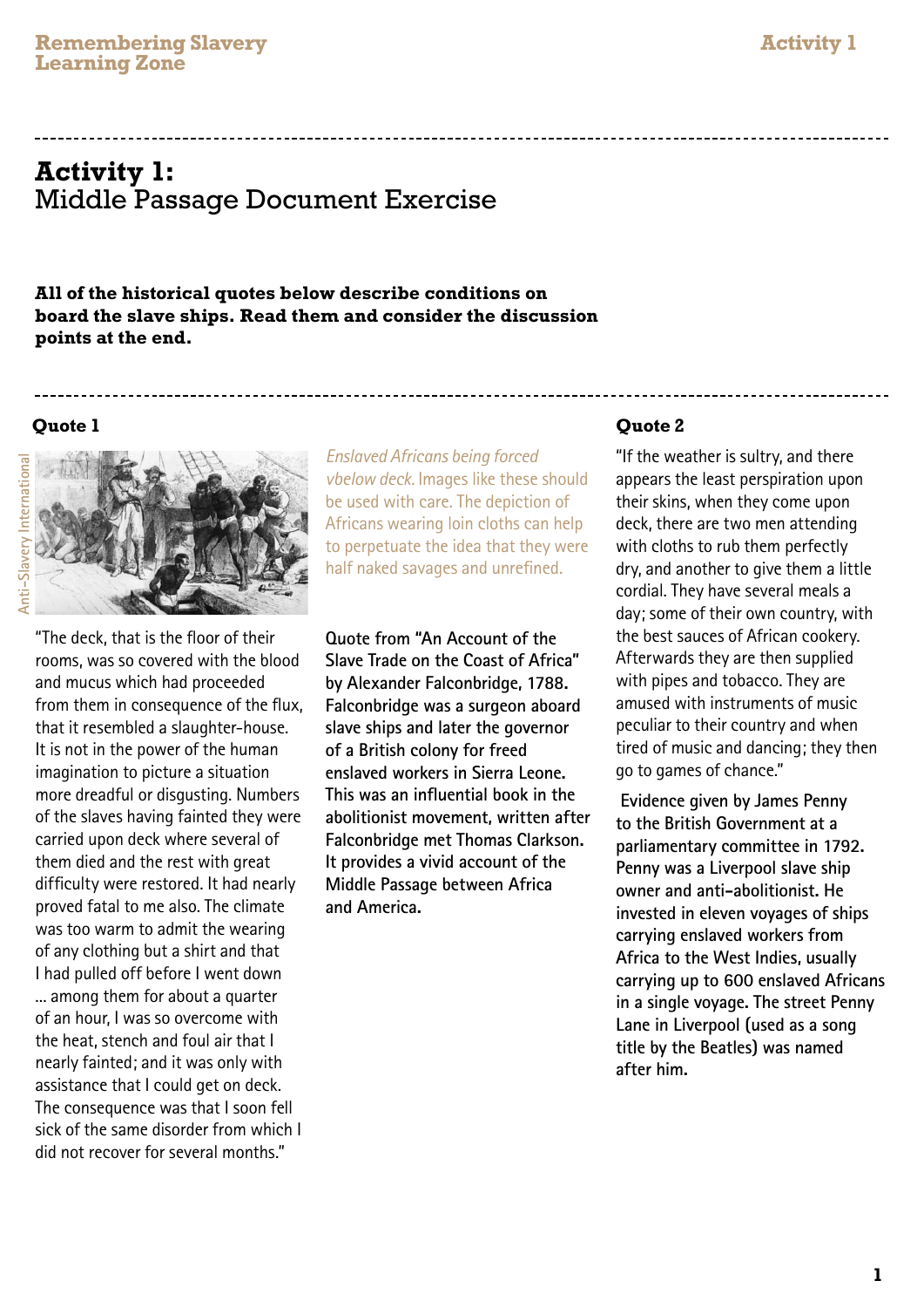# Activity 1:
Middle Passage Document Exercise

**All of the historical quotes below describe conditions on board the slave ships. Read them and consider the discussion points at the end.**

### Quote 1

*Enslaved Africans being forced vbelow deck.* Images like these should be used with care. The depiction of Africans wearing loin cloths can help to perpetuate the idea that they were half naked savages and unrefined.

Anti-Slavery International

"The deck, that is the floor of their rooms, was so covered with the blood and mucus which had proceeded from them in consequence of the flux, that it resembled a slaughter-house. It is not in the power of the human imagination to picture a situation more dreadful or disgusting. Numbers of the slaves having fainted they were carried upon deck where several of them died and the rest with great difficulty were restored. It had nearly proved fatal to me also. The climate was too warm to admit the wearing of any clothing but a shirt and that I had pulled off before I went down ... among them for about a quarter of an hour, I was so overcome with the heat, stench and foul air that I nearly fainted; and it was only with assistance that I could get on deck. The consequence was that I soon fell sick of the same disorder from which I did not recover for several months."

**Quote from "An Account of the Slave Trade on the Coast of Africa" by Alexander Falconbridge, 1788. Falconbridge was a surgeon aboard slave ships and later the governor of a British colony for freed enslaved workers in Sierra Leone. This was an influential book in the abolitionist movement, written after Falconbridge met Thomas Clarkson. It provides a vivid account of the Middle Passage between Africa and America.**

### Quote 2

"If the weather is sultry, and there appears the least perspiration upon their skins, when they come upon deck, there are two men attending with cloths to rub them perfectly dry, and another to give them a little cordial. They have several meals a day; some of their own country, with the best sauces of African cookery. Afterwards they are then supplied with pipes and tobacco. They are amused with instruments of music peculiar to their country and when tired of music and dancing; they then go to games of chance."

**Evidence given by James Penny to the British Government at a parliamentary committee in 1792. Penny was a Liverpool slave ship owner and anti-abolitionist. He invested in eleven voyages of ships carrying enslaved workers from Africa to the West Indies, usually carrying up to 600 enslaved Africans in a single voyage. The street Penny Lane in Liverpool (used as a song title by the Beatles) was named after him.**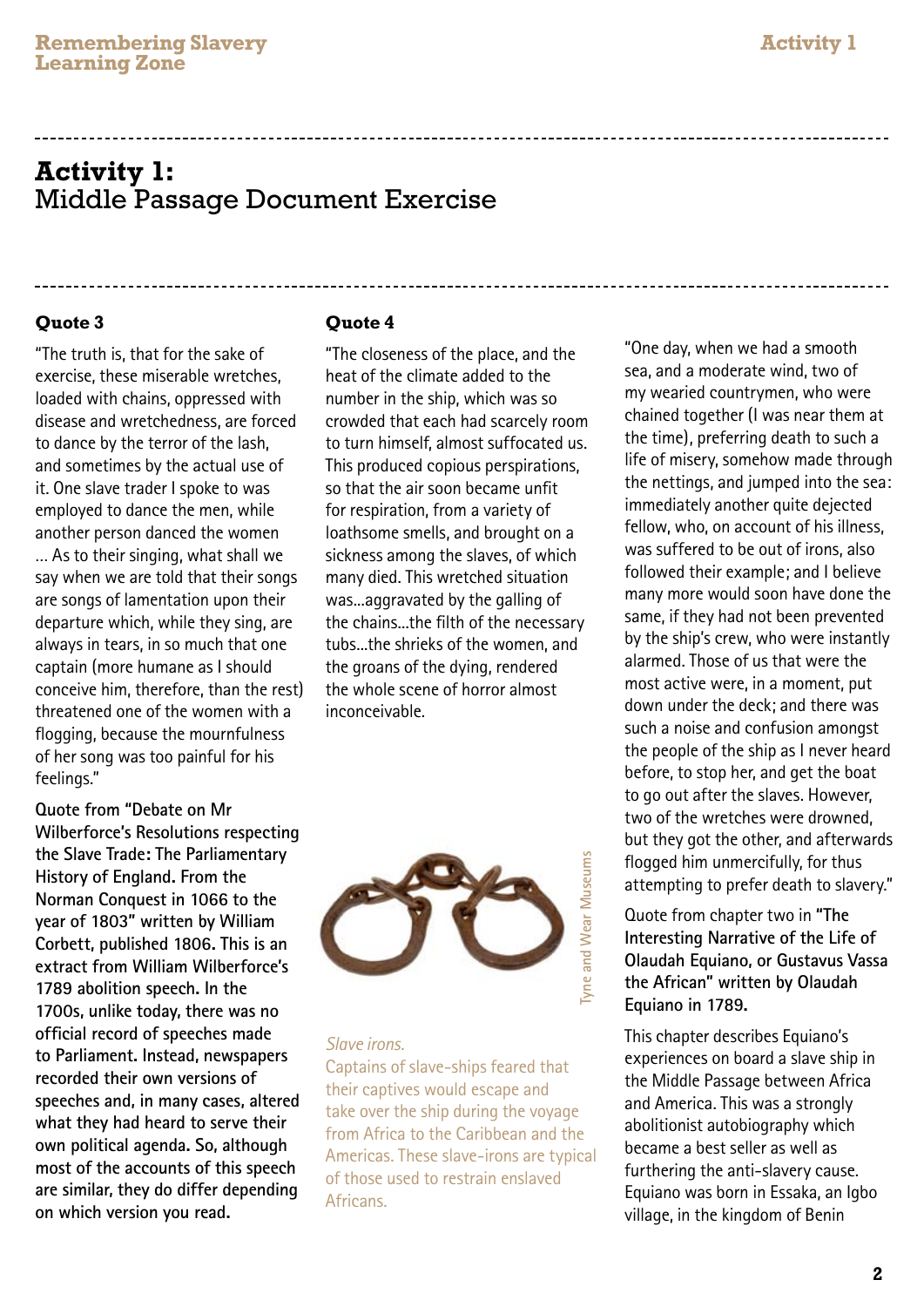# Activity 1:
Middle Passage Document Exercise

### Quote 3

"The truth is, that for the sake of exercise, these miserable wretches, loaded with chains, oppressed with disease and wretchedness, are forced to dance by the terror of the lash, and sometimes by the actual use of it. One slave trader I spoke to was employed to dance the men, while another person danced the women … As to their singing, what shall we say when we are told that their songs are songs of lamentation upon their departure which, while they sing, are always in tears, in so much that one captain (more humane as I should conceive him, therefore, than the rest) threatened one of the women with a flogging, because the mournfulness of her song was too painful for his feelings."

**Quote from "Debate on Mr Wilberforce's Resolutions respecting the Slave Trade: The Parliamentary History of England. From the Norman Conquest in 1066 to the year of 1803" written by William Corbett, published 1806. This is an extract from William Wilberforce's 1789 abolition speech. In the 1700s, unlike today, there was no official record of speeches made to Parliament. Instead, newspapers recorded their own versions of speeches and, in many cases, altered what they had heard to serve their own political agenda. So, although most of the accounts of this speech are similar, they do differ depending on which version you read.**

### Quote 4

"The closeness of the place, and the heat of the climate added to the number in the ship, which was so crowded that each had scarcely room to turn himself, almost suffocated us. This produced copious perspirations, so that the air soon became unfit for respiration, from a variety of loathsome smells, and brought on a sickness among the slaves, of which many died. This wretched situation was...aggravated by the galling of the chains...the filth of the necessary tubs...the shrieks of the women, and the groans of the dying, rendered the whole scene of horror almost inconceivable.

"One day, when we had a smooth sea, and a moderate wind, two of my wearied countrymen, who were chained together (I was near them at the time), preferring death to such a life of misery, somehow made through the nettings, and jumped into the sea: immediately another quite dejected fellow, who, on account of his illness, was suffered to be out of irons, also followed their example; and I believe many more would soon have done the same, if they had not been prevented by the ship's crew, who were instantly alarmed. Those of us that were the most active were, in a moment, put down under the deck; and there was such a noise and confusion amongst the people of the ship as I never heard before, to stop her, and get the boat to go out after the slaves. However, two of the wretches were drowned, but they got the other, and afterwards flogged him unmercifully, for thus attempting to prefer death to slavery."

Quote from chapter two in **"The Interesting Narrative of the Life of Olaudah Equiano, or Gustavus Vassa the African" written by Olaudah Equiano in 1789.**

This chapter describes Equiano's experiences on board a slave ship in the Middle Passage between Africa and America. This was a strongly abolitionist autobiography which became a best seller as well as furthering the anti-slavery cause. Equiano was born in Essaka, an Igbo village, in the kingdom of Benin

Tyne and Wear Museums

*Slave irons.*

Captains of slave-ships feared that their captives would escape and take over the ship during the voyage from Africa to the Caribbean and the Americas. These slave-irons are typical of those used to restrain enslaved Africans.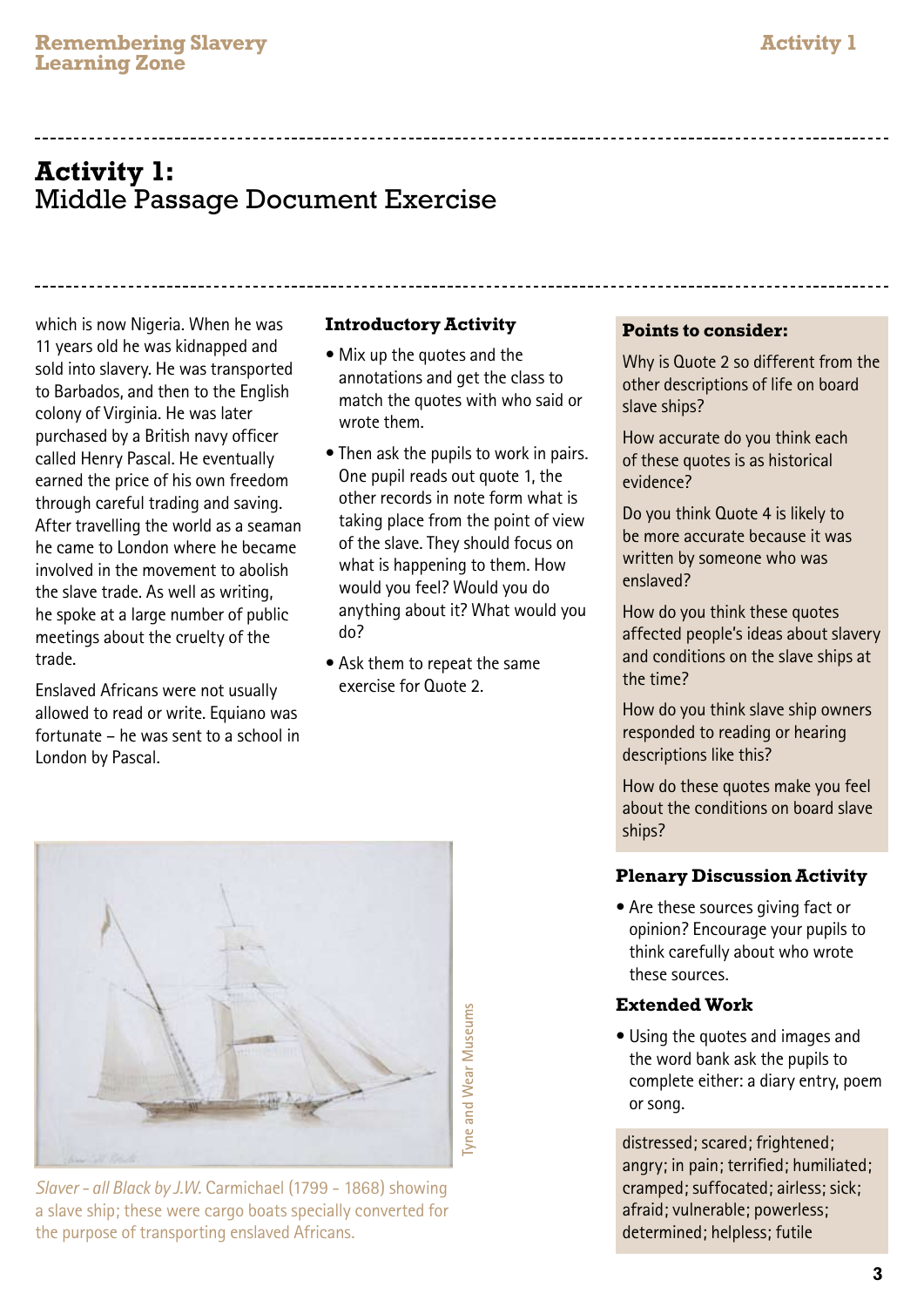# Activity 1:
## Middle Passage Document Exercise

which is now Nigeria. When he was 11 years old he was kidnapped and sold into slavery. He was transported to Barbados, and then to the English colony of Virginia. He was later purchased by a British navy officer called Henry Pascal. He eventually earned the price of his own freedom through careful trading and saving. After travelling the world as a seaman he came to London where he became involved in the movement to abolish the slave trade. As well as writing, he spoke at a large number of public meetings about the cruelty of the trade.

Enslaved Africans were not usually allowed to read or write. Equiano was fortunate – he was sent to a school in London by Pascal.

*Slaver - all Black by J.W.* Carmichael (1799 - 1868) showing a slave ship; these were cargo boats specially converted for the purpose of transporting enslaved Africans.

Tyne and Wear Museums

### Introductory Activity

- Mix up the quotes and the annotations and get the class to match the quotes with who said or wrote them.
- Then ask the pupils to work in pairs. One pupil reads out quote 1, the other records in note form what is taking place from the point of view of the slave. They should focus on what is happening to them. How would you feel? Would you do anything about it? What would you do?
- Ask them to repeat the same exercise for Quote 2.

### Points to consider:

Why is Quote 2 so different from the other descriptions of life on board slave ships?

How accurate do you think each of these quotes is as historical evidence?

Do you think Quote 4 is likely to be more accurate because it was written by someone who was enslaved?

How do you think these quotes affected people's ideas about slavery and conditions on the slave ships at the time?

How do you think slave ship owners responded to reading or hearing descriptions like this?

How do these quotes make you feel about the conditions on board slave ships?

### Plenary Discussion Activity

- Are these sources giving fact or opinion? Encourage your pupils to think carefully about who wrote these sources.

### Extended Work

- Using the quotes and images and the word bank ask the pupils to complete either: a diary entry, poem or song.

distressed; scared; frightened; angry; in pain; terrified; humiliated; cramped; suffocated; airless; sick; afraid; vulnerable; powerless; determined; helpless; futile